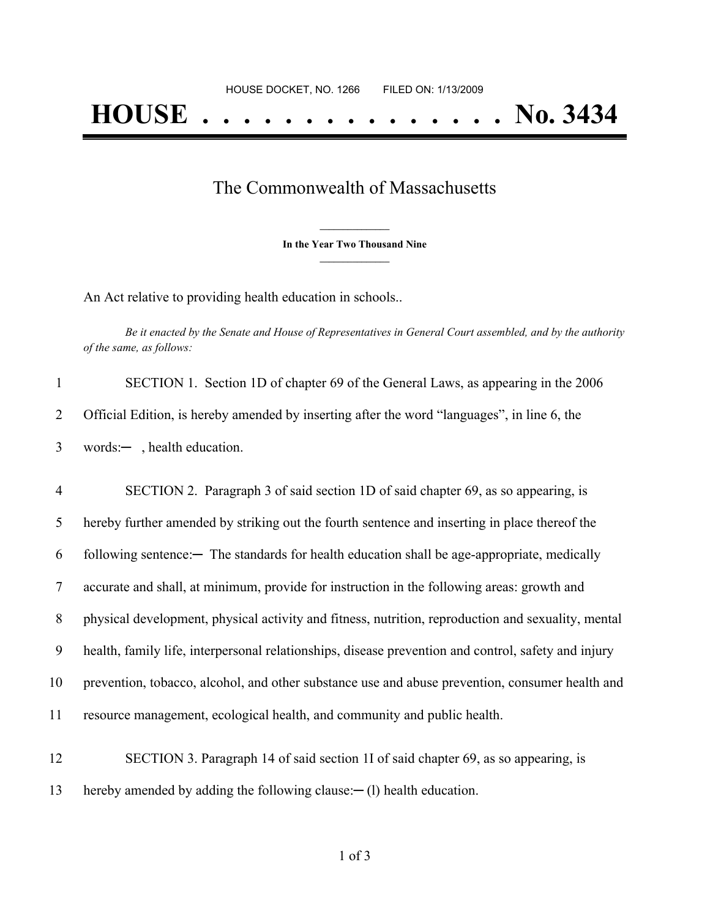HOUSE DOCKET, NO. 1266 FILED ON: 1/13/2009

# HOUSE . . . . . . . . . . . . . . . No. 3434

## The Commonwealth of Massachusetts

**In the Year Two Thousand Nine**

An Act relative to providing health education in schools..

*Be it enacted by the Senate and House of Representatives in General Court assembled, and by the authority of the same, as follows:*

1 SECTION 1. Section 1D of chapter 69 of the General Laws, as appearing in the 2006
2 Official Edition, is hereby amended by inserting after the word "languages", in line 6, the
3 words:— , health education.

4 SECTION 2. Paragraph 3 of said section 1D of said chapter 69, as so appearing, is
5 hereby further amended by striking out the fourth sentence and inserting in place thereof the
6 following sentence:— The standards for health education shall be age-appropriate, medically
7 accurate and shall, at minimum, provide for instruction in the following areas: growth and
8 physical development, physical activity and fitness, nutrition, reproduction and sexuality, mental
9 health, family life, interpersonal relationships, disease prevention and control, safety and injury
10 prevention, tobacco, alcohol, and other substance use and abuse prevention, consumer health and
11 resource management, ecological health, and community and public health.

12 SECTION 3. Paragraph 14 of said section 1I of said chapter 69, as so appearing, is
13 hereby amended by adding the following clause:— (l) health education.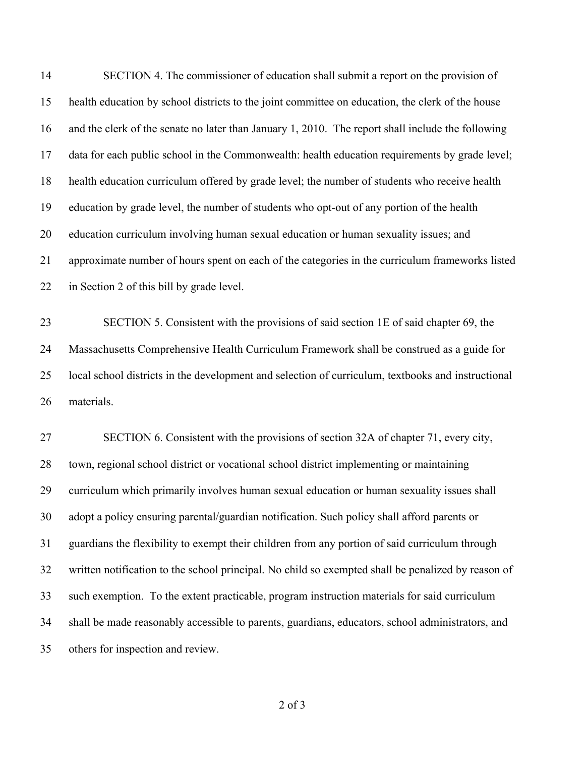SECTION 4. The commissioner of education shall submit a report on the provision of health education by school districts to the joint committee on education, the clerk of the house and the clerk of the senate no later than January 1, 2010. The report shall include the following data for each public school in the Commonwealth: health education requirements by grade level; health education curriculum offered by grade level; the number of students who receive health education by grade level, the number of students who opt-out of any portion of the health education curriculum involving human sexual education or human sexuality issues; and approximate number of hours spent on each of the categories in the curriculum frameworks listed in Section 2 of this bill by grade level.

SECTION 5. Consistent with the provisions of said section 1E of said chapter 69, the Massachusetts Comprehensive Health Curriculum Framework shall be construed as a guide for local school districts in the development and selection of curriculum, textbooks and instructional materials.

SECTION 6. Consistent with the provisions of section 32A of chapter 71, every city, town, regional school district or vocational school district implementing or maintaining curriculum which primarily involves human sexual education or human sexuality issues shall adopt a policy ensuring parental/guardian notification. Such policy shall afford parents or guardians the flexibility to exempt their children from any portion of said curriculum through written notification to the school principal. No child so exempted shall be penalized by reason of such exemption. To the extent practicable, program instruction materials for said curriculum shall be made reasonably accessible to parents, guardians, educators, school administrators, and others for inspection and review.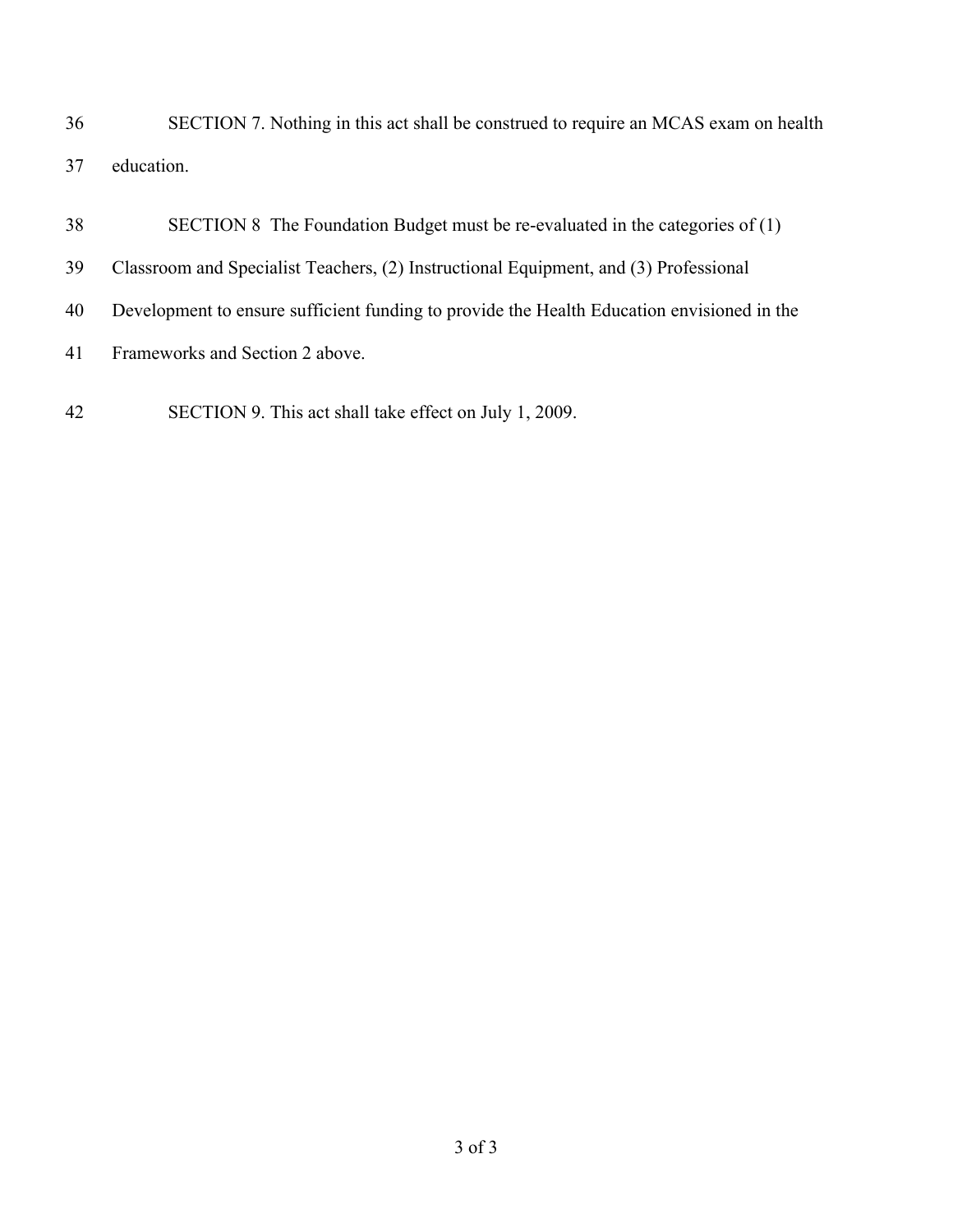SECTION 7. Nothing in this act shall be construed to require an MCAS exam on health education.

SECTION 8 The Foundation Budget must be re-evaluated in the categories of (1) Classroom and Specialist Teachers, (2) Instructional Equipment, and (3) Professional Development to ensure sufficient funding to provide the Health Education envisioned in the Frameworks and Section 2 above.

SECTION 9. This act shall take effect on July 1, 2009.